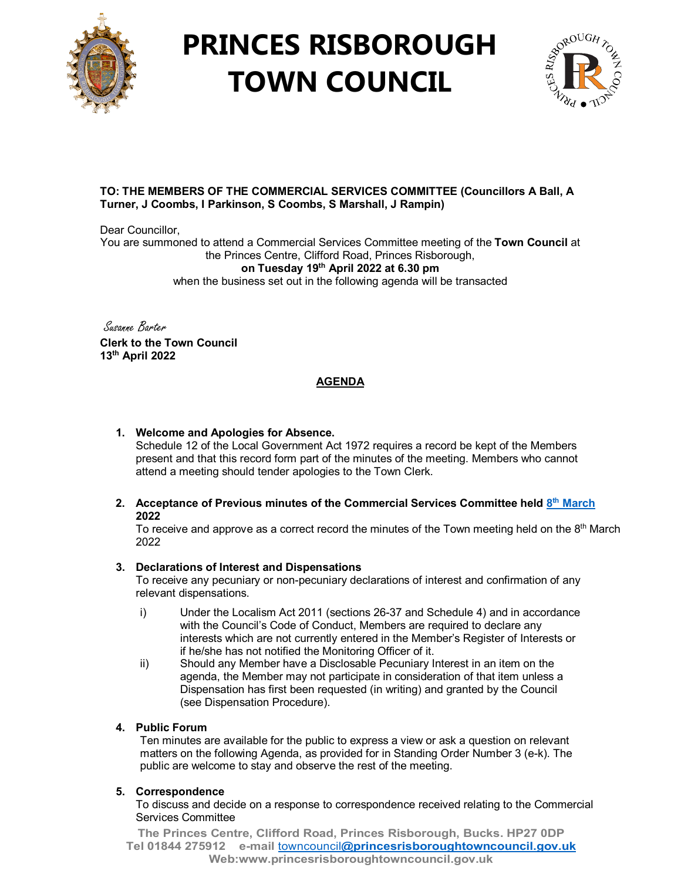# PRINCES RISBOROUGH TOWN COUNCIL

**TO: THE MEMBERS OF THE COMMERCIAL SERVICES COMMITTEE (Councillors A Ball, A Turner, J Coombs, I Parkinson, S Coombs, S Marshall, J Rampin)**

Dear Councillor,

You are summoned to attend a Commercial Services Committee meeting of the **Town Council** at the Princes Centre, Clifford Road, Princes Risborough,

**on Tuesday 19th April 2022 at 6.30 pm**

when the business set out in the following agenda will be transacted

*Susanne Barter*

**Clerk to the Town Council**
**13th April 2022**

## AGENDA

1. **Welcome and Apologies for Absence.**
   Schedule 12 of the Local Government Act 1972 requires a record be kept of the Members present and that this record form part of the minutes of the meeting. Members who cannot attend a meeting should tender apologies to the Town Clerk.

2. **Acceptance of Previous minutes of the Commercial Services Committee held 8th March 2022**
   To receive and approve as a correct record the minutes of the Town meeting held on the 8th March 2022

3. **Declarations of Interest and Dispensations**
   To receive any pecuniary or non-pecuniary declarations of interest and confirmation of any relevant dispensations.

   i) Under the Localism Act 2011 (sections 26-37 and Schedule 4) and in accordance with the Council's Code of Conduct, Members are required to declare any interests which are not currently entered in the Member's Register of Interests or if he/she has not notified the Monitoring Officer of it.

   ii) Should any Member have a Disclosable Pecuniary Interest in an item on the agenda, the Member may not participate in consideration of that item unless a Dispensation has first been requested (in writing) and granted by the Council (see Dispensation Procedure).

4. **Public Forum**
   Ten minutes are available for the public to express a view or ask a question on relevant matters on the following Agenda, as provided for in Standing Order Number 3 (e-k). The public are welcome to stay and observe the rest of the meeting.

5. **Correspondence**
   To discuss and decide on a response to correspondence received relating to the Commercial Services Committee

The Princes Centre, Clifford Road, Princes Risborough, Bucks. HP27 0DP
Tel 01844 275912 e-mail towncouncil@princesrisboroughtowncouncil.gov.uk
Web:www.princesrisboroughtowncouncil.gov.uk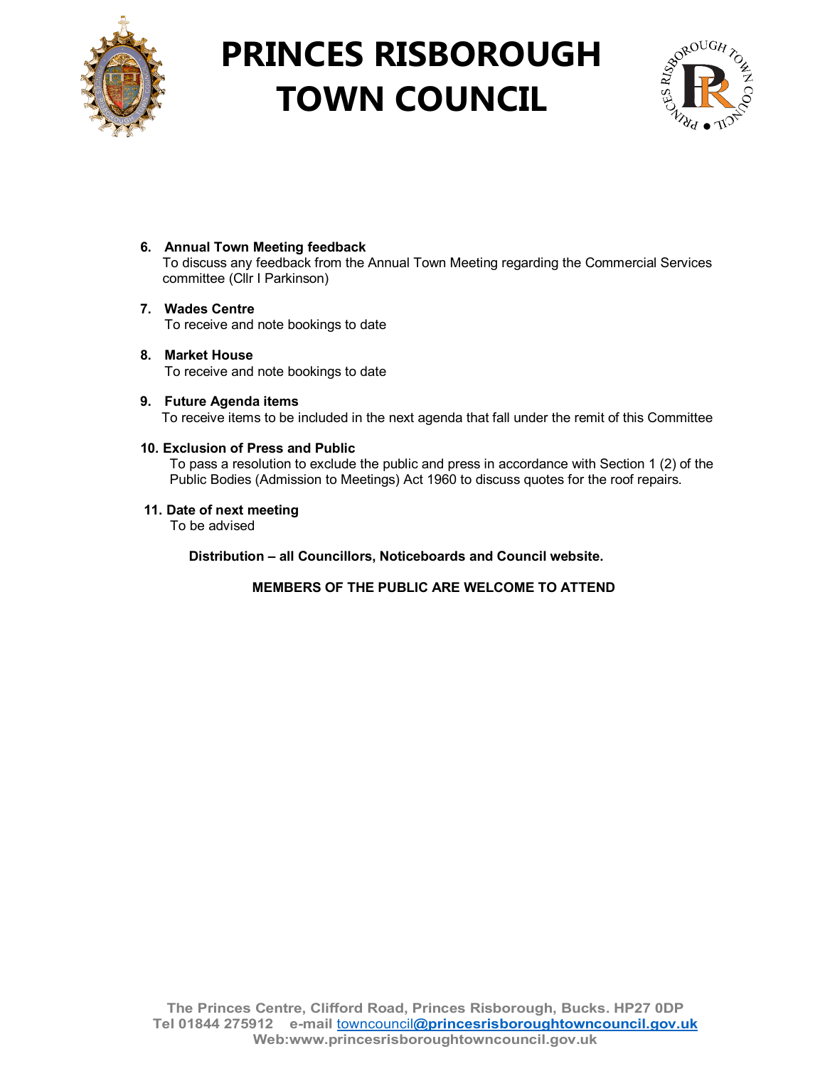**6. Annual Town Meeting feedback**
To discuss any feedback from the Annual Town Meeting regarding the Commercial Services committee (Cllr I Parkinson)

**7. Wades Centre**
To receive and note bookings to date

**8. Market House**
To receive and note bookings to date

**9. Future Agenda items**
To receive items to be included in the next agenda that fall under the remit of this Committee

**10. Exclusion of Press and Public**
To pass a resolution to exclude the public and press in accordance with Section 1 (2) of the Public Bodies (Admission to Meetings) Act 1960 to discuss quotes for the roof repairs.

**11. Date of next meeting**
To be advised

**Distribution – all Councillors, Noticeboards and Council website.**

**MEMBERS OF THE PUBLIC ARE WELCOME TO ATTEND**